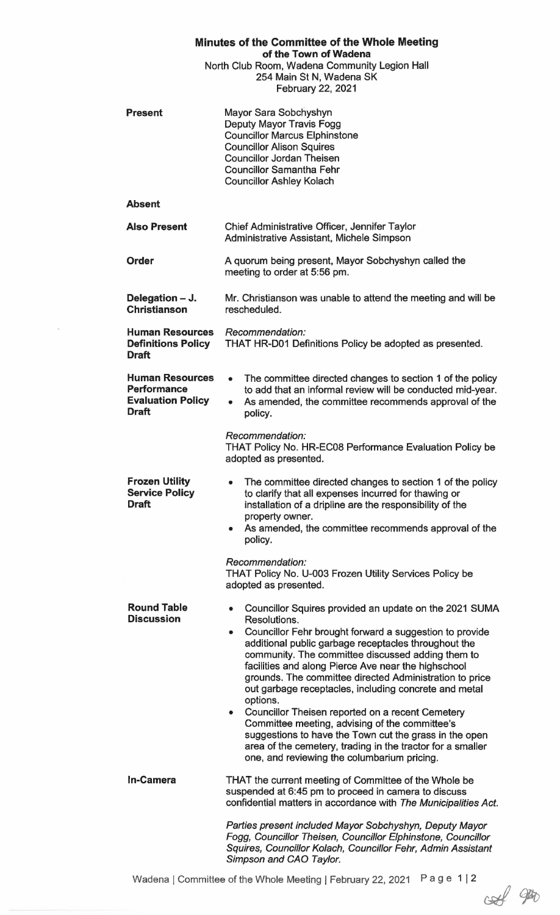# Minutes of the Committee of the Whole Meeting

**of the Town of Wadena**

North Club Room, Wadena Community Legion Hall
254 Main St N, Wadena SK
February 22, 2021

**Present**

Mayor Sara Sobchyshyn
Deputy Mayor Travis Fogg
Councillor Marcus Elphinstone
Councillor Alison Squires
Councillor Jordan Theisen
Councillor Samantha Fehr
Councillor Ashley Kolach

**Absent**

**Also Present**

Chief Administrative Officer, Jennifer Taylor
Administrative Assistant, Michele Simpson

**Order**

A quorum being present, Mayor Sobchyshyn called the meeting to order at 5:56 pm.

**Delegation – J. Christianson**

Mr. Christianson was unable to attend the meeting and will be rescheduled.

**Human Resources Definitions Policy Draft**

*Recommendation:*
THAT HR-D01 Definitions Policy be adopted as presented.

**Human Resources Performance Evaluation Policy Draft**

- The committee directed changes to section 1 of the policy to add that an informal review will be conducted mid-year.
- As amended, the committee recommends approval of the policy.

*Recommendation:*
THAT Policy No. HR-EC08 Performance Evaluation Policy be adopted as presented.

**Frozen Utility Service Policy Draft**

- The committee directed changes to section 1 of the policy to clarify that all expenses incurred for thawing or installation of a dripline are the responsibility of the property owner.
- As amended, the committee recommends approval of the policy.

*Recommendation:*
THAT Policy No. U-003 Frozen Utility Services Policy be adopted as presented.

**Round Table Discussion**

- Councillor Squires provided an update on the 2021 SUMA Resolutions.
- Councillor Fehr brought forward a suggestion to provide additional public garbage receptacles throughout the community. The committee discussed adding them to facilities and along Pierce Ave near the highschool grounds. The committee directed Administration to price out garbage receptacles, including concrete and metal options.
- Councillor Theisen reported on a recent Cemetery Committee meeting, advising of the committee's suggestions to have the Town cut the grass in the open area of the cemetery, trading in the tractor for a smaller one, and reviewing the columbarium pricing.

**In-Camera**

THAT the current meeting of Committee of the Whole be suspended at 6:45 pm to proceed in camera to discuss confidential matters in accordance with *The Municipalities Act*.

*Parties present included Mayor Sobchyshyn, Deputy Mayor Fogg, Councillor Theisen, Councillor Elphinstone, Councillor Squires, Councillor Kolach, Councillor Fehr, Admin Assistant Simpson and CAO Taylor.*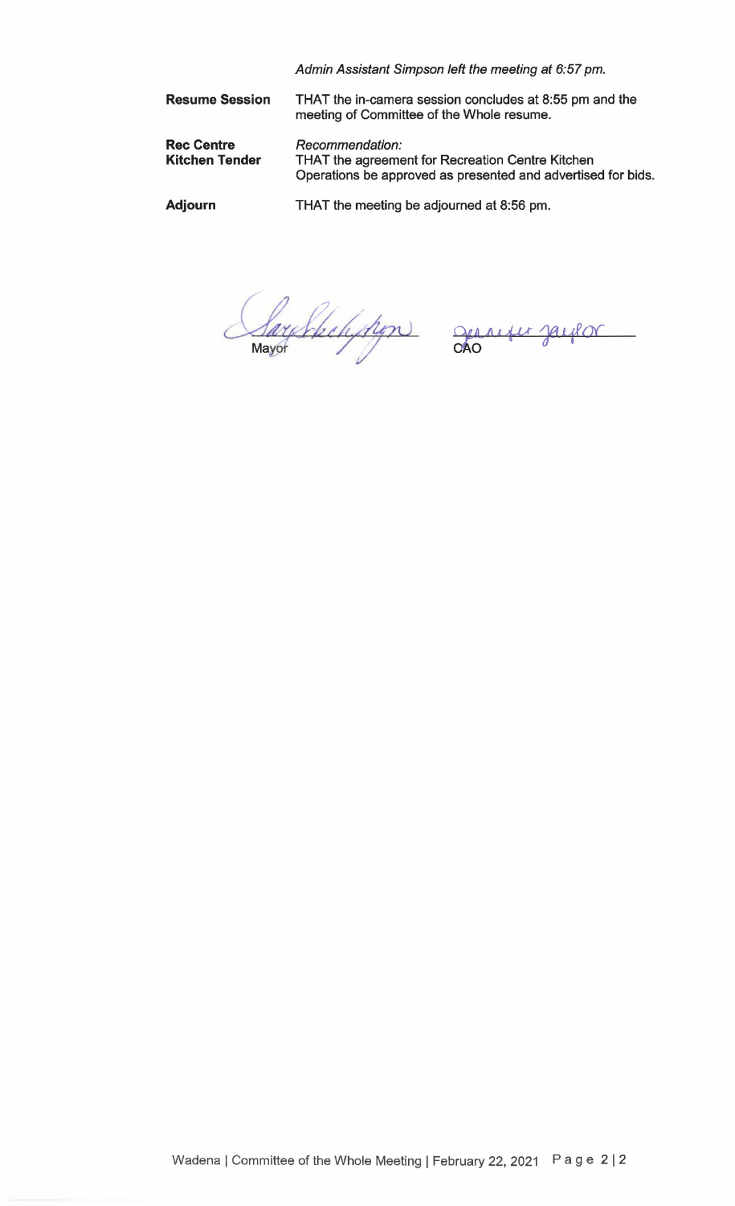*Admin Assistant Simpson left the meeting at 6:57 pm.*

| | |
|---|---|
| **Resume Session** | THAT the in-camera session concludes at 8:55 pm and the meeting of Committee of the Whole resume. |
| **Rec Centre Kitchen Tender** | *Recommendation:* THAT the agreement for Recreation Centre Kitchen Operations be approved as presented and advertised for bids. |
| **Adjourn** | THAT the meeting be adjourned at 8:56 pm. |

Mayor

CAO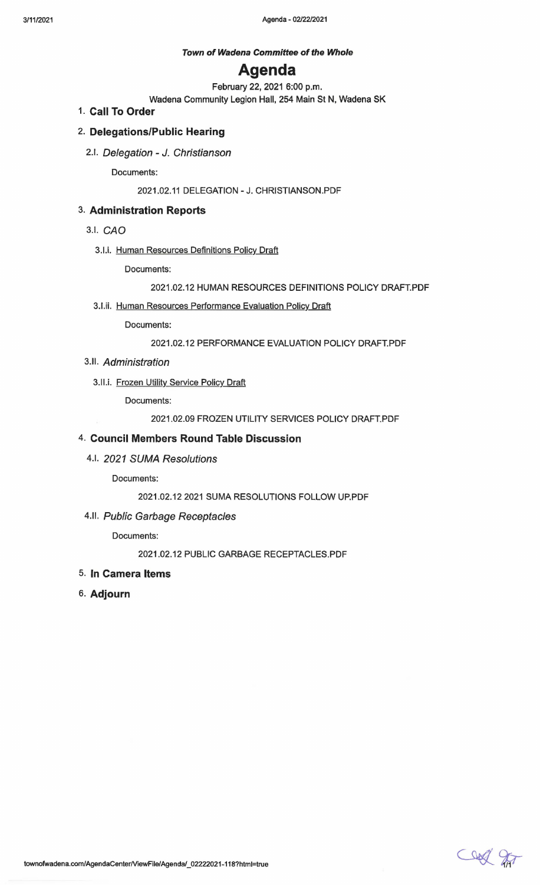***Town of Wadena Committee of the Whole***

# Agenda

February 22, 2021 6:00 p.m.

Wadena Community Legion Hall, 254 Main St N, Wadena SK

1. **Call To Order**
2. **Delegations/Public Hearing**
   - 2.I. *Delegation - J. Christianson*

     Documents:

     2021.02.11 DELEGATION - J. CHRISTIANSON.PDF
3. **Administration Reports**
   - 3.I. *CAO*
     - 3.I.i. Human Resources Definitions Policy Draft

       Documents:

       2021.02.12 HUMAN RESOURCES DEFINITIONS POLICY DRAFT.PDF
     - 3.I.ii. Human Resources Performance Evaluation Policy Draft

       Documents:

       2021.02.12 PERFORMANCE EVALUATION POLICY DRAFT.PDF
   - 3.II. *Administration*
     - 3.II.i. Frozen Utility Service Policy Draft

       Documents:

       2021.02.09 FROZEN UTILITY SERVICES POLICY DRAFT.PDF
4. **Council Members Round Table Discussion**
   - 4.I. *2021 SUMA Resolutions*

     Documents:

     2021.02.12 2021 SUMA RESOLUTIONS FOLLOW UP.PDF
   - 4.II. *Public Garbage Receptacles*

     Documents:

     2021.02.12 PUBLIC GARBAGE RECEPTACLES.PDF
5. **In Camera Items**
6. **Adjourn**